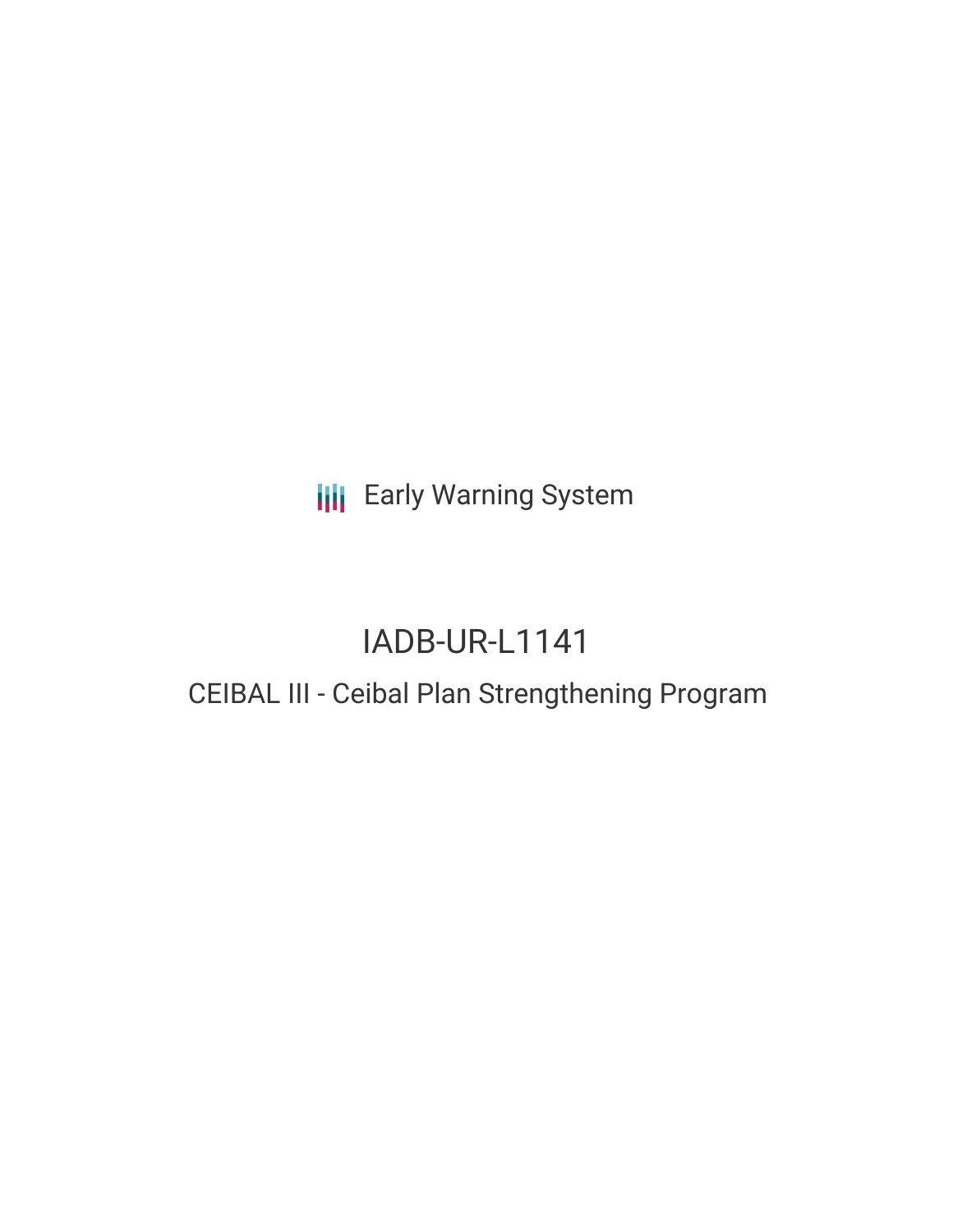Early Warning System

# IADB-UR-L1141

## CEIBAL III - Ceibal Plan Strengthening Program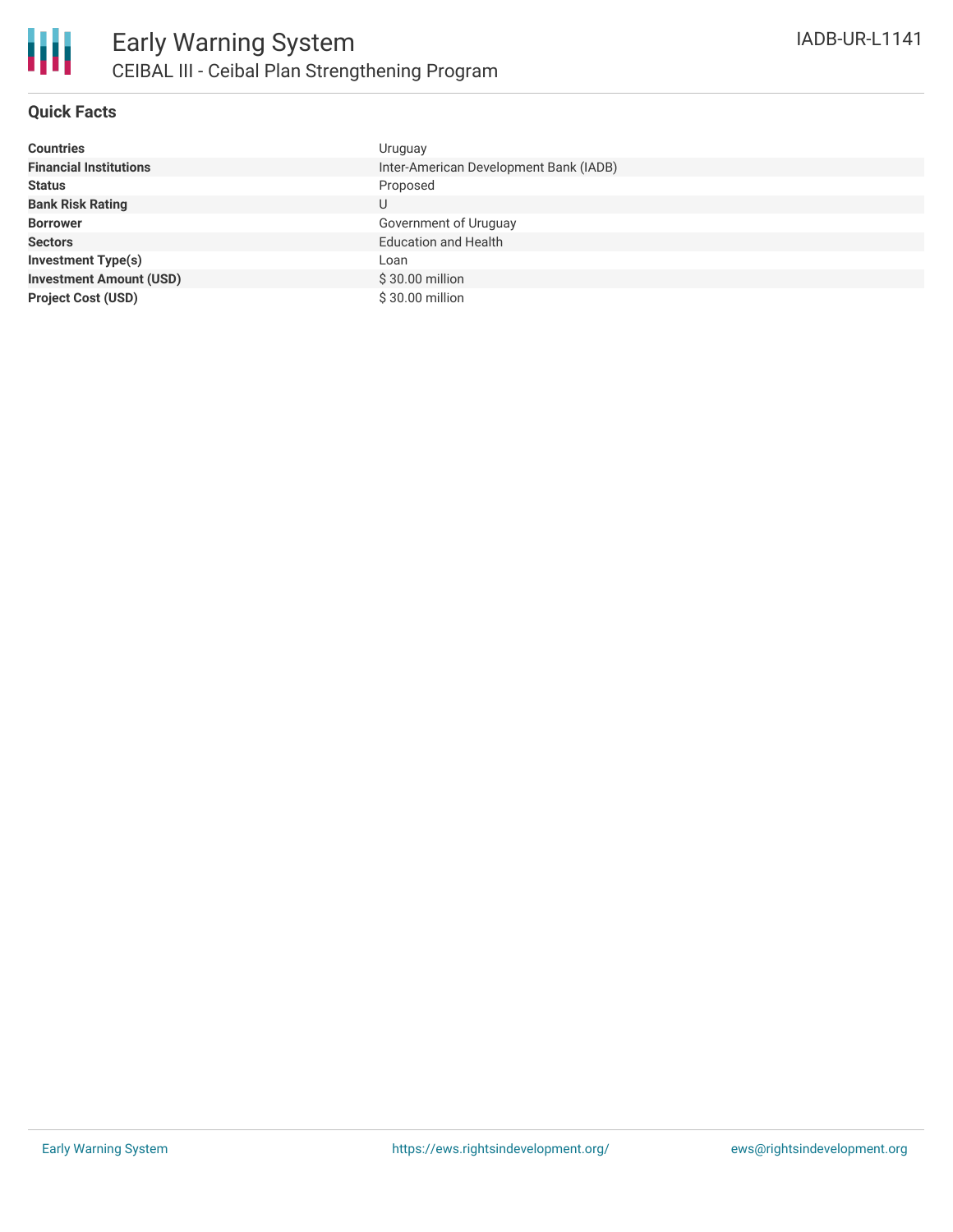# Early Warning System
## CEIBAL III - Ceibal Plan Strengthening Program

IADB-UR-L1141

### Quick Facts

| | |
|---|---|
| **Countries** | Uruguay |
| **Financial Institutions** | Inter-American Development Bank (IADB) |
| **Status** | Proposed |
| **Bank Risk Rating** | U |
| **Borrower** | Government of Uruguay |
| **Sectors** | Education and Health |
| **Investment Type(s)** | Loan |
| **Investment Amount (USD)** | $ 30.00 million |
| **Project Cost (USD)** | $ 30.00 million |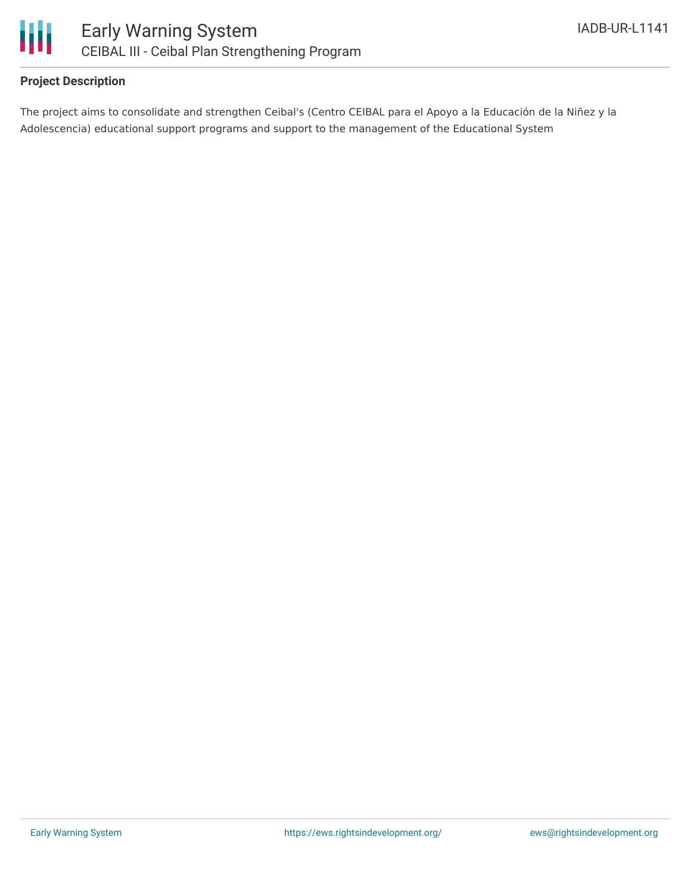## Project Description

The project aims to consolidate and strengthen Ceibal's (Centro CEIBAL para el Apoyo a la Educación de la Niñez y la Adolescencia) educational support programs and support to the management of the Educational System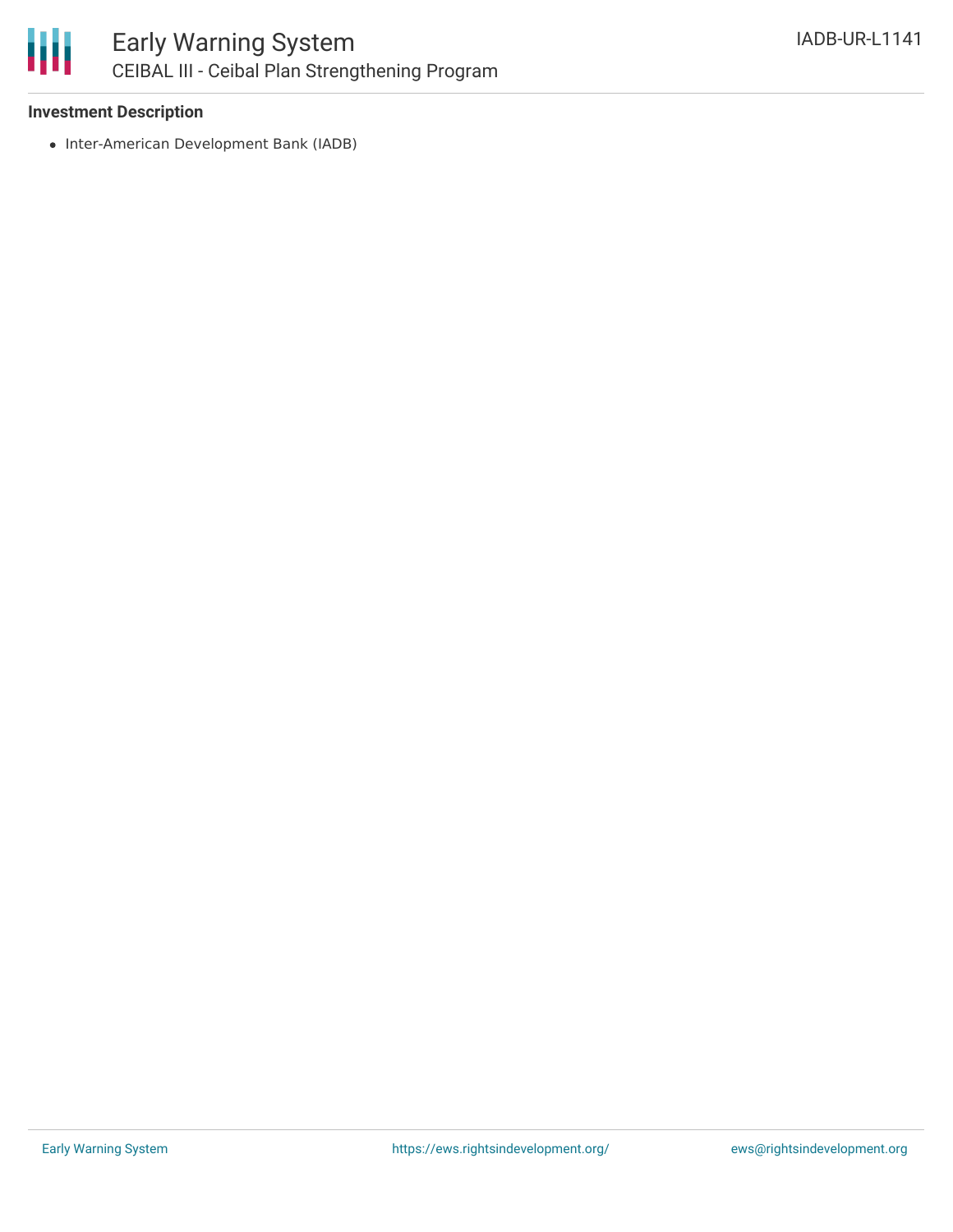### Investment Description

- Inter-American Development Bank (IADB)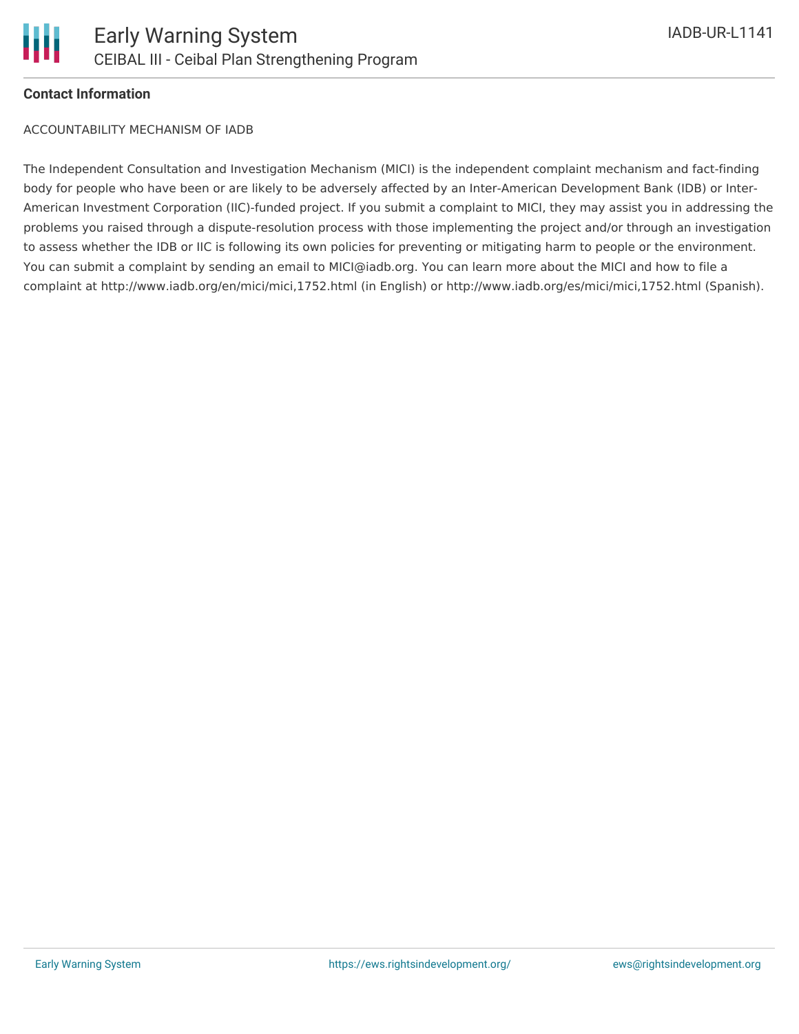**Contact Information**

ACCOUNTABILITY MECHANISM OF IADB

The Independent Consultation and Investigation Mechanism (MICI) is the independent complaint mechanism and fact-finding body for people who have been or are likely to be adversely affected by an Inter-American Development Bank (IDB) or Inter-American Investment Corporation (IIC)-funded project. If you submit a complaint to MICI, they may assist you in addressing the problems you raised through a dispute-resolution process with those implementing the project and/or through an investigation to assess whether the IDB or IIC is following its own policies for preventing or mitigating harm to people or the environment. You can submit a complaint by sending an email to MICI@iadb.org. You can learn more about the MICI and how to file a complaint at http://www.iadb.org/en/mici/mici,1752.html (in English) or http://www.iadb.org/es/mici/mici,1752.html (Spanish).